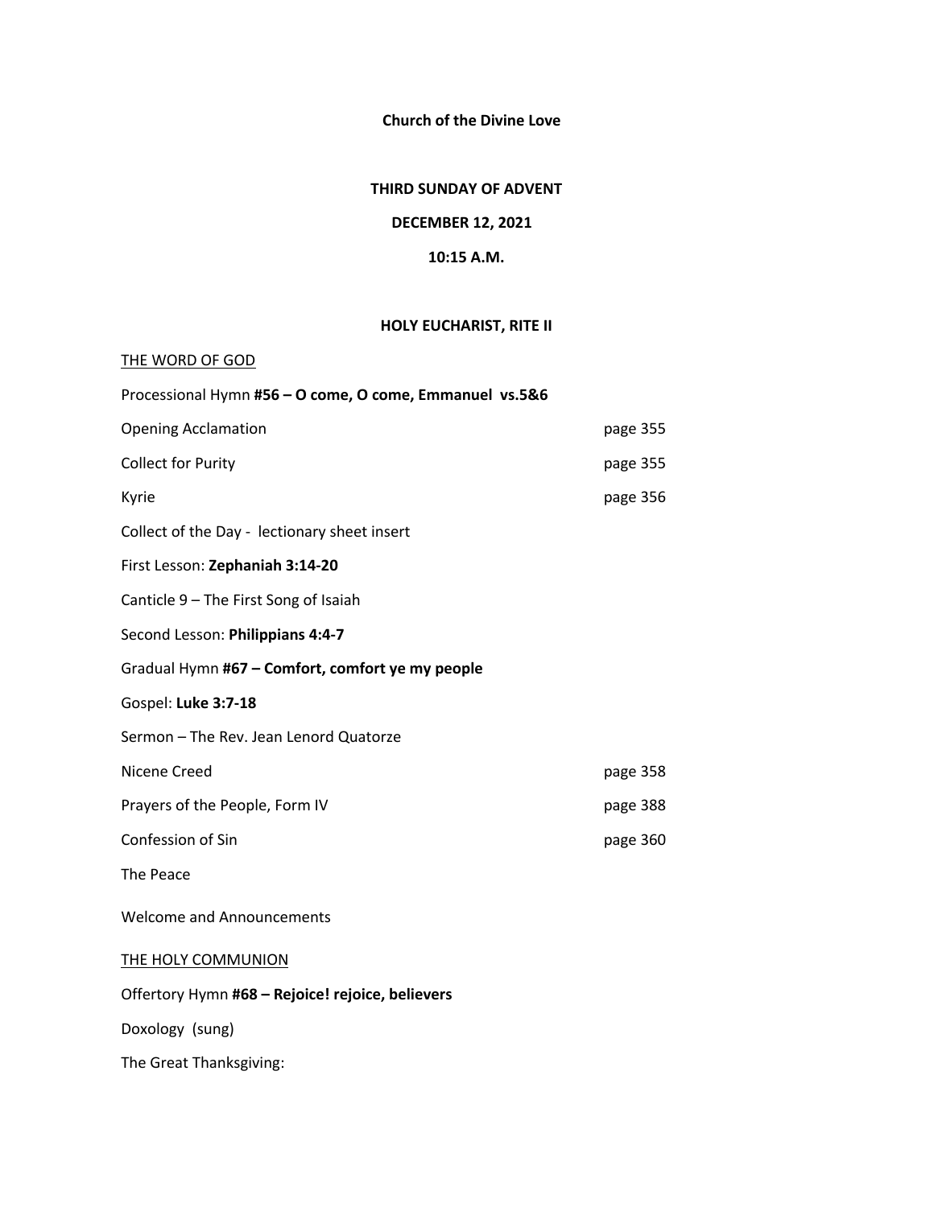**Church of the Divine Love**

**THIRD SUNDAY OF ADVENT**

**DECEMBER 12, 2021**

**10:15 A.M.**

**HOLY EUCHARIST, RITE II**

THE WORD OF GOD

Processional Hymn **#56 – O come, O come, Emmanuel vs.5&6**

Opening Acclamation page 355

Collect for Purity page 355

Kyrie page 356

Collect of the Day - lectionary sheet insert

First Lesson: **Zephaniah 3:14-20**

Canticle 9 – The First Song of Isaiah

Second Lesson: **Philippians 4:4-7**

Gradual Hymn **#67 – Comfort, comfort ye my people**

Gospel: **Luke 3:7-18**

Sermon – The Rev. Jean Lenord Quatorze

Nicene Creed page 358

Prayers of the People, Form IV page 388

Confession of Sin page 360

The Peace

Welcome and Announcements

THE HOLY COMMUNION

Offertory Hymn **#68 – Rejoice! rejoice, believers**

Doxology (sung)

The Great Thanksgiving: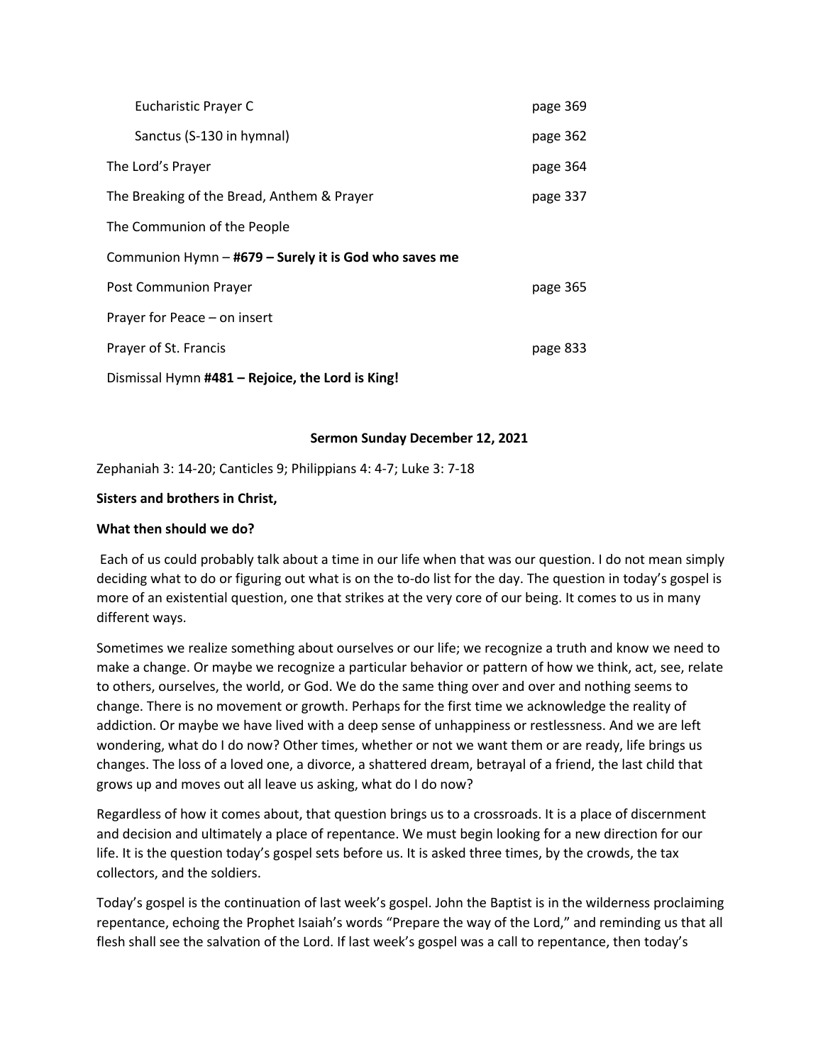| | |
|---|---|
| Eucharistic Prayer C | page 369 |
| Sanctus (S-130 in hymnal) | page 362 |
| The Lord's Prayer | page 364 |
| The Breaking of the Bread, Anthem & Prayer | page 337 |
| The Communion of the People | |
| Communion Hymn – **#679 – Surely it is God who saves me** | |
| Post Communion Prayer | page 365 |
| Prayer for Peace – on insert | |
| Prayer of St. Francis | page 833 |
| Dismissal Hymn **#481 – Rejoice, the Lord is King!** | |

**Sermon Sunday December 12, 2021**

Zephaniah 3: 14-20; Canticles 9; Philippians 4: 4-7; Luke 3: 7-18

**Sisters and brothers in Christ,**

**What then should we do?**

Each of us could probably talk about a time in our life when that was our question. I do not mean simply deciding what to do or figuring out what is on the to-do list for the day. The question in today's gospel is more of an existential question, one that strikes at the very core of our being. It comes to us in many different ways.

Sometimes we realize something about ourselves or our life; we recognize a truth and know we need to make a change. Or maybe we recognize a particular behavior or pattern of how we think, act, see, relate to others, ourselves, the world, or God. We do the same thing over and over and nothing seems to change. There is no movement or growth. Perhaps for the first time we acknowledge the reality of addiction. Or maybe we have lived with a deep sense of unhappiness or restlessness. And we are left wondering, what do I do now? Other times, whether or not we want them or are ready, life brings us changes. The loss of a loved one, a divorce, a shattered dream, betrayal of a friend, the last child that grows up and moves out all leave us asking, what do I do now?

Regardless of how it comes about, that question brings us to a crossroads. It is a place of discernment and decision and ultimately a place of repentance. We must begin looking for a new direction for our life. It is the question today's gospel sets before us. It is asked three times, by the crowds, the tax collectors, and the soldiers.

Today's gospel is the continuation of last week's gospel. John the Baptist is in the wilderness proclaiming repentance, echoing the Prophet Isaiah's words "Prepare the way of the Lord," and reminding us that all flesh shall see the salvation of the Lord. If last week's gospel was a call to repentance, then today's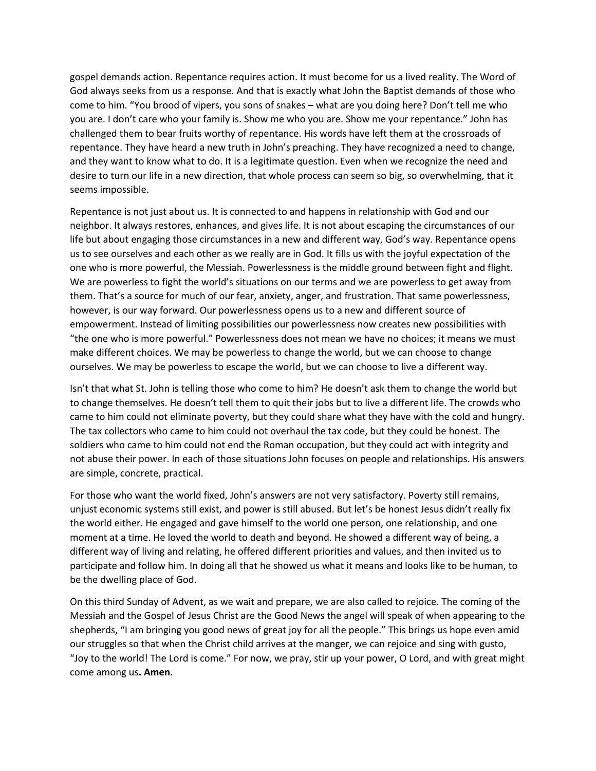gospel demands action. Repentance requires action. It must become for us a lived reality. The Word of God always seeks from us a response. And that is exactly what John the Baptist demands of those who come to him. "You brood of vipers, you sons of snakes – what are you doing here? Don't tell me who you are. I don't care who your family is. Show me who you are. Show me your repentance." John has challenged them to bear fruits worthy of repentance. His words have left them at the crossroads of repentance. They have heard a new truth in John's preaching. They have recognized a need to change, and they want to know what to do. It is a legitimate question. Even when we recognize the need and desire to turn our life in a new direction, that whole process can seem so big, so overwhelming, that it seems impossible.

Repentance is not just about us. It is connected to and happens in relationship with God and our neighbor. It always restores, enhances, and gives life. It is not about escaping the circumstances of our life but about engaging those circumstances in a new and different way, God's way. Repentance opens us to see ourselves and each other as we really are in God. It fills us with the joyful expectation of the one who is more powerful, the Messiah. Powerlessness is the middle ground between fight and flight. We are powerless to fight the world's situations on our terms and we are powerless to get away from them. That's a source for much of our fear, anxiety, anger, and frustration. That same powerlessness, however, is our way forward. Our powerlessness opens us to a new and different source of empowerment. Instead of limiting possibilities our powerlessness now creates new possibilities with "the one who is more powerful." Powerlessness does not mean we have no choices; it means we must make different choices. We may be powerless to change the world, but we can choose to change ourselves. We may be powerless to escape the world, but we can choose to live a different way.

Isn't that what St. John is telling those who come to him? He doesn't ask them to change the world but to change themselves. He doesn't tell them to quit their jobs but to live a different life. The crowds who came to him could not eliminate poverty, but they could share what they have with the cold and hungry. The tax collectors who came to him could not overhaul the tax code, but they could be honest. The soldiers who came to him could not end the Roman occupation, but they could act with integrity and not abuse their power. In each of those situations John focuses on people and relationships. His answers are simple, concrete, practical.

For those who want the world fixed, John's answers are not very satisfactory. Poverty still remains, unjust economic systems still exist, and power is still abused. But let's be honest Jesus didn't really fix the world either. He engaged and gave himself to the world one person, one relationship, and one moment at a time. He loved the world to death and beyond. He showed a different way of being, a different way of living and relating, he offered different priorities and values, and then invited us to participate and follow him. In doing all that he showed us what it means and looks like to be human, to be the dwelling place of God.

On this third Sunday of Advent, as we wait and prepare, we are also called to rejoice. The coming of the Messiah and the Gospel of Jesus Christ are the Good News the angel will speak of when appearing to the shepherds, "I am bringing you good news of great joy for all the people." This brings us hope even amid our struggles so that when the Christ child arrives at the manger, we can rejoice and sing with gusto, "Joy to the world! The Lord is come." For now, we pray, stir up your power, O Lord, and with great might come among us**. Amen**.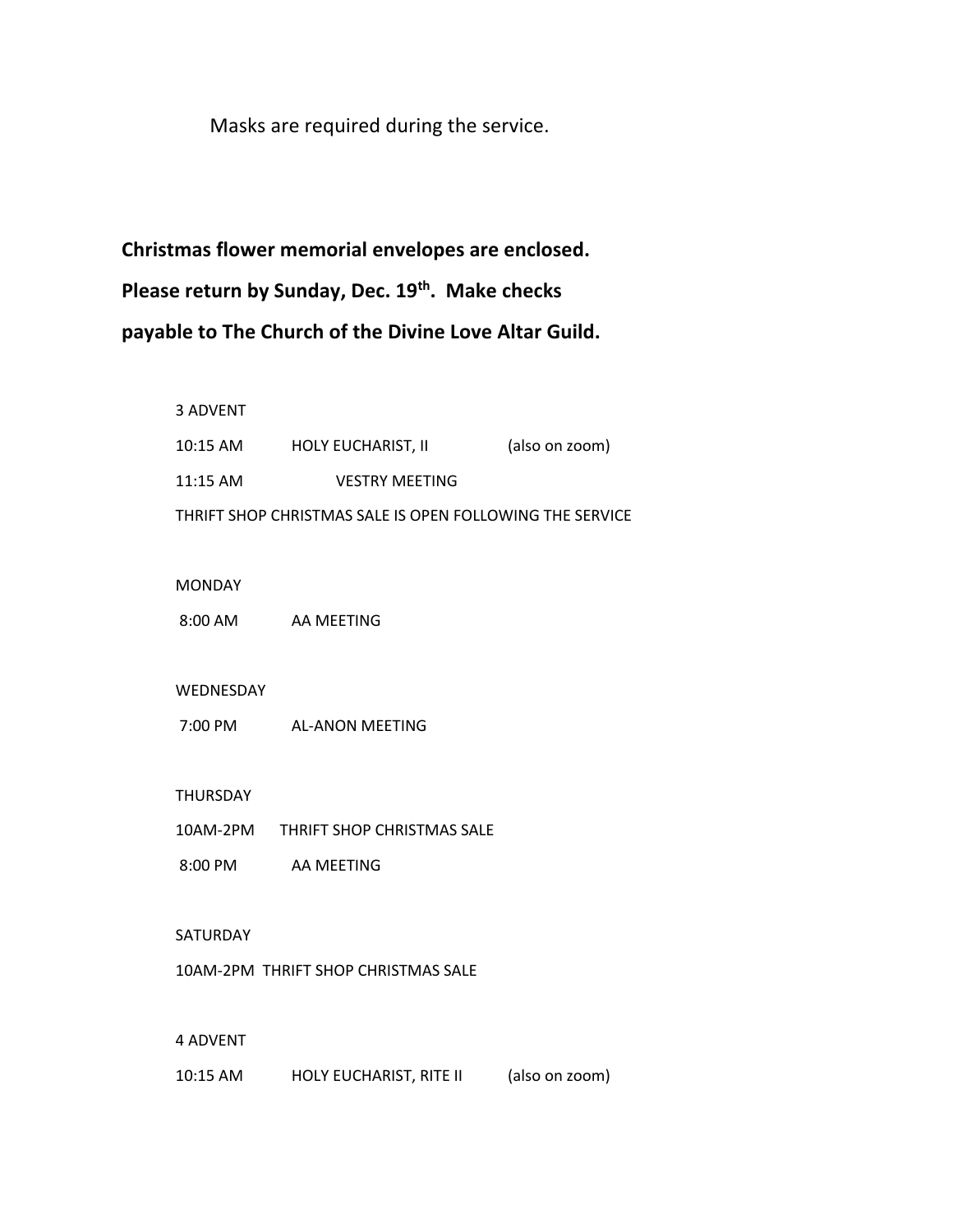Masks are required during the service.

**Christmas flower memorial envelopes are enclosed. Please return by Sunday, Dec. 19th. Make checks payable to The Church of the Divine Love Altar Guild.**

3 ADVENT

10:15 AM HOLY EUCHARIST, II (also on zoom)

11:15 AM VESTRY MEETING

THRIFT SHOP CHRISTMAS SALE IS OPEN FOLLOWING THE SERVICE

MONDAY

8:00 AM AA MEETING

WEDNESDAY

7:00 PM AL-ANON MEETING

THURSDAY

10AM-2PM THRIFT SHOP CHRISTMAS SALE

8:00 PM AA MEETING

SATURDAY

10AM-2PM THRIFT SHOP CHRISTMAS SALE

4 ADVENT

10:15 AM HOLY EUCHARIST, RITE II (also on zoom)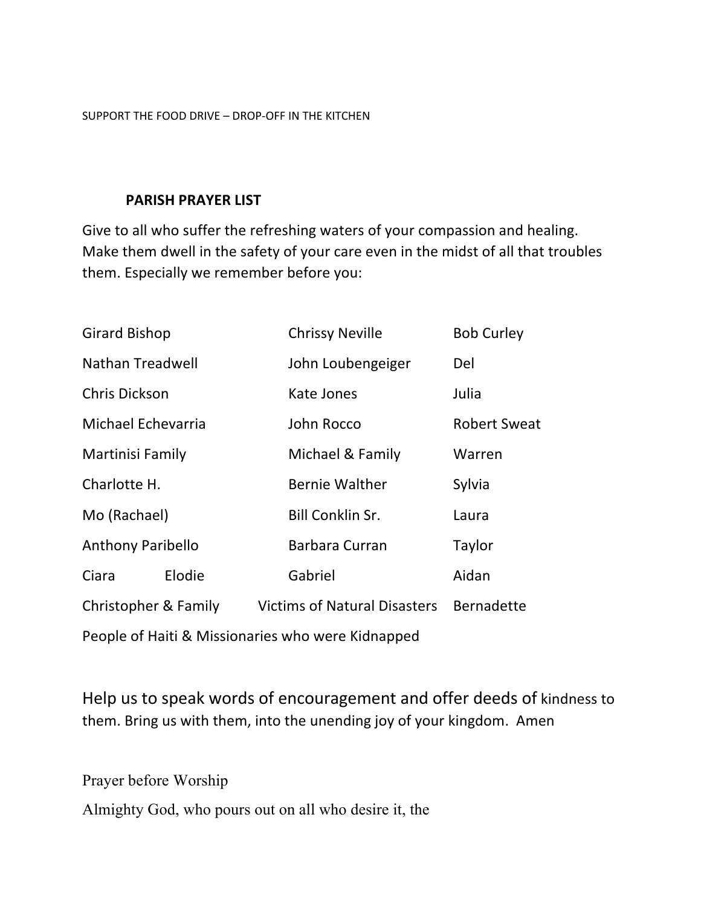SUPPORT THE FOOD DRIVE – DROP-OFF IN THE KITCHEN

**PARISH PRAYER LIST**

Give to all who suffer the refreshing waters of your compassion and healing. Make them dwell in the safety of your care even in the midst of all that troubles them. Especially we remember before you:

| | | |
|---|---|---|
| Girard Bishop | Chrissy Neville | Bob Curley |
| Nathan Treadwell | John Loubengeiger | Del |
| Chris Dickson | Kate Jones | Julia |
| Michael Echevarria | John Rocco | Robert Sweat |
| Martinisi Family | Michael & Family | Warren |
| Charlotte H. | Bernie Walther | Sylvia |
| Mo (Rachael) | Bill Conklin Sr. | Laura |
| Anthony Paribello | Barbara Curran | Taylor |
| Ciara Elodie | Gabriel | Aidan |
| Christopher & Family | Victims of Natural Disasters | Bernadette |

People of Haiti & Missionaries who were Kidnapped

Help us to speak words of encouragement and offer deeds of kindness to them. Bring us with them, into the unending joy of your kingdom. Amen

Prayer before Worship

Almighty God, who pours out on all who desire it, the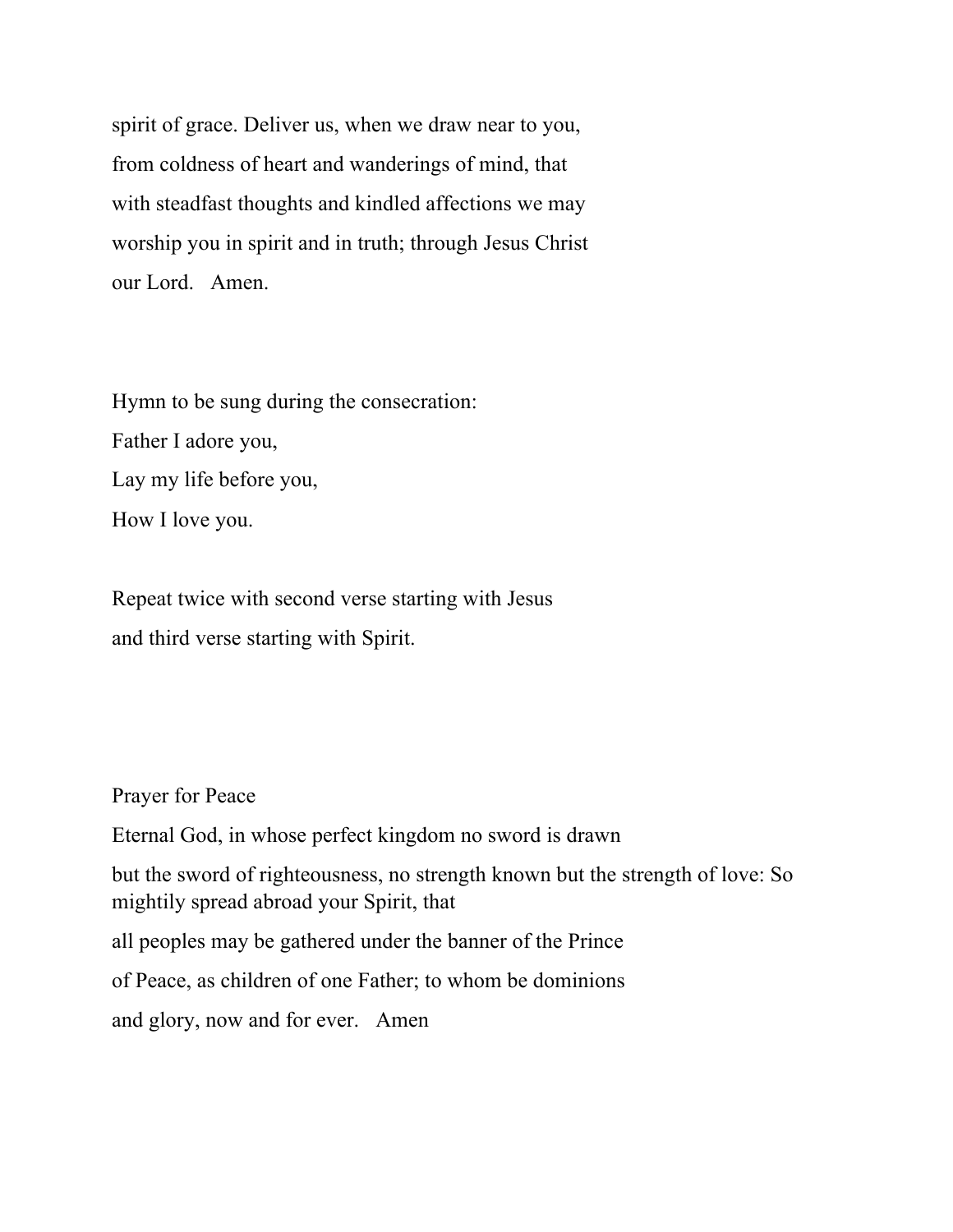spirit of grace. Deliver us, when we draw near to you, from coldness of heart and wanderings of mind, that with steadfast thoughts and kindled affections we may worship you in spirit and in truth; through Jesus Christ our Lord. Amen.

Hymn to be sung during the consecration:

Father I adore you,
Lay my life before you,
How I love you.

Repeat twice with second verse starting with Jesus and third verse starting with Spirit.

Prayer for Peace

Eternal God, in whose perfect kingdom no sword is drawn but the sword of righteousness, no strength known but the strength of love: So mightily spread abroad your Spirit, that all peoples may be gathered under the banner of the Prince of Peace, as children of one Father; to whom be dominions and glory, now and for ever. Amen